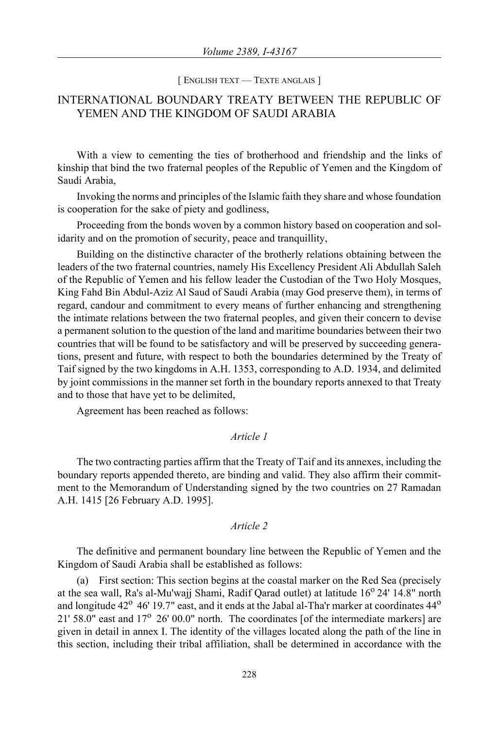[ ENGLISH TEXT — TEXTE ANGLAIS ]

# INTERNATIONAL BOUNDARY TREATY BETWEEN THE REPUBLIC OF YEMEN AND THE KINGDOM OF SAUDI ARABIA

With a view to cementing the ties of brotherhood and friendship and the links of kinship that bind the two fraternal peoples of the Republic of Yemen and the Kingdom of Saudi Arabia,

Invoking the norms and principles of the Islamic faith they share and whose foundation is cooperation for the sake of piety and godliness,

Proceeding from the bonds woven by a common history based on cooperation and solidarity and on the promotion of security, peace and tranquillity,

Building on the distinctive character of the brotherly relations obtaining between the leaders of the two fraternal countries, namely His Excellency President Ali Abdullah Saleh of the Republic of Yemen and his fellow leader the Custodian of the Two Holy Mosques, King Fahd Bin Abdul-Aziz Al Saud of Saudi Arabia (may God preserve them), in terms of regard, candour and commitment to every means of further enhancing and strengthening the intimate relations between the two fraternal peoples, and given their concern to devise a permanent solution to the question of the land and maritime boundaries between their two countries that will be found to be satisfactory and will be preserved by succeeding generations, present and future, with respect to both the boundaries determined by the Treaty of Taif signed by the two kingdoms in A.H. 1353, corresponding to A.D. 1934, and delimited by joint commissions in the manner set forth in the boundary reports annexed to that Treaty and to those that have yet to be delimited,

Agreement has been reached as follows:

*Article 1*

The two contracting parties affirm that the Treaty of Taif and its annexes, including the boundary reports appended thereto, are binding and valid. They also affirm their commitment to the Memorandum of Understanding signed by the two countries on 27 Ramadan A.H. 1415 [26 February A.D. 1995].

*Article 2*

The definitive and permanent boundary line between the Republic of Yemen and the Kingdom of Saudi Arabia shall be established as follows:

(a) First section: This section begins at the coastal marker on the Red Sea (precisely at the sea wall, Ra's al-Mu'wajj Shami, Radif Qarad outlet) at latitude 16° 24' 14.8" north and longitude 42° 46' 19.7" east, and it ends at the Jabal al-Tha'r marker at coordinates 44° 21' 58.0" east and 17° 26' 00.0" north. The coordinates [of the intermediate markers] are given in detail in annex I. The identity of the villages located along the path of the line in this section, including their tribal affiliation, shall be determined in accordance with the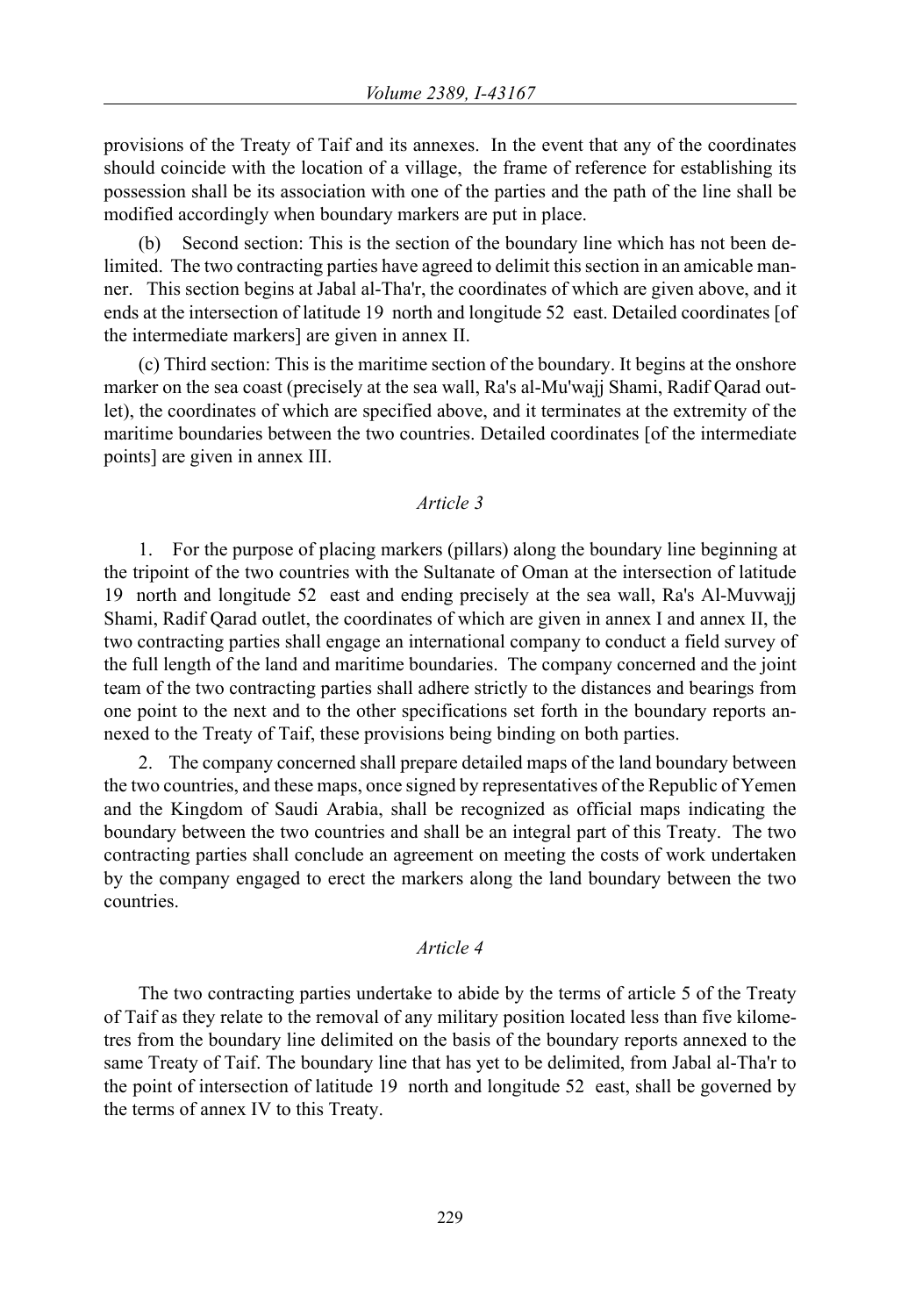provisions of the Treaty of Taif and its annexes. In the event that any of the coordinates should coincide with the location of a village, the frame of reference for establishing its possession shall be its association with one of the parties and the path of the line shall be modified accordingly when boundary markers are put in place.

(b) Second section: This is the section of the boundary line which has not been delimited. The two contracting parties have agreed to delimit this section in an amicable manner. This section begins at Jabal al-Tha'r, the coordinates of which are given above, and it ends at the intersection of latitude 19 north and longitude 52 east. Detailed coordinates [of the intermediate markers] are given in annex II.

(c) Third section: This is the maritime section of the boundary. It begins at the onshore marker on the sea coast (precisely at the sea wall, Ra's al-Mu'wajj Shami, Radif Qarad outlet), the coordinates of which are specified above, and it terminates at the extremity of the maritime boundaries between the two countries. Detailed coordinates [of the intermediate points] are given in annex III.

## *Article 3*

1. For the purpose of placing markers (pillars) along the boundary line beginning at the tripoint of the two countries with the Sultanate of Oman at the intersection of latitude 19 north and longitude 52 east and ending precisely at the sea wall, Ra's Al-Muvwajj Shami, Radif Qarad outlet, the coordinates of which are given in annex I and annex II, the two contracting parties shall engage an international company to conduct a field survey of the full length of the land and maritime boundaries. The company concerned and the joint team of the two contracting parties shall adhere strictly to the distances and bearings from one point to the next and to the other specifications set forth in the boundary reports annexed to the Treaty of Taif, these provisions being binding on both parties.

2. The company concerned shall prepare detailed maps of the land boundary between the two countries, and these maps, once signed by representatives of the Republic of Yemen and the Kingdom of Saudi Arabia, shall be recognized as official maps indicating the boundary between the two countries and shall be an integral part of this Treaty. The two contracting parties shall conclude an agreement on meeting the costs of work undertaken by the company engaged to erect the markers along the land boundary between the two countries.

## *Article 4*

The two contracting parties undertake to abide by the terms of article 5 of the Treaty of Taif as they relate to the removal of any military position located less than five kilometres from the boundary line delimited on the basis of the boundary reports annexed to the same Treaty of Taif. The boundary line that has yet to be delimited, from Jabal al-Tha'r to the point of intersection of latitude 19 north and longitude 52 east, shall be governed by the terms of annex IV to this Treaty.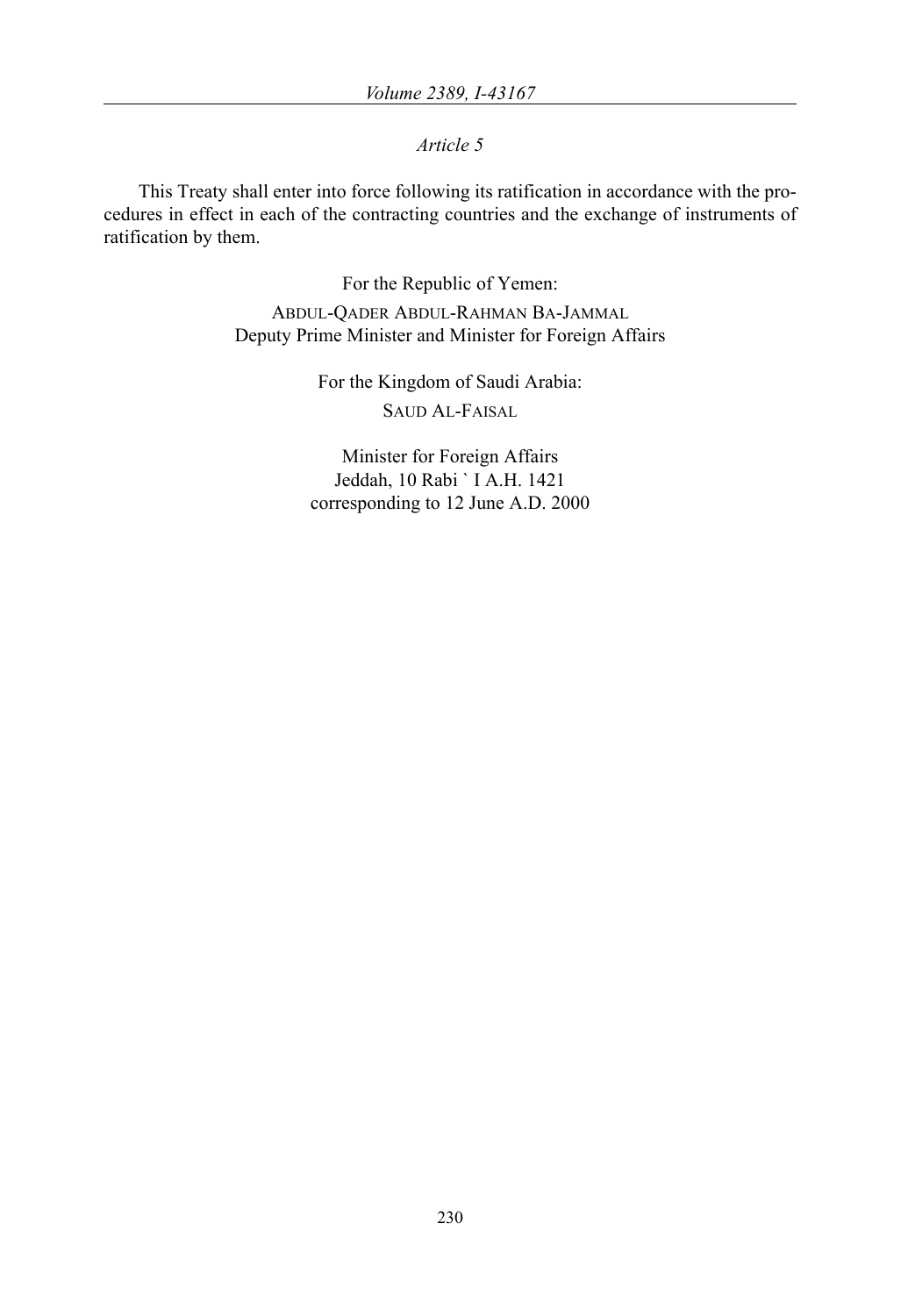*Article 5*

This Treaty shall enter into force following its ratification in accordance with the procedures in effect in each of the contracting countries and the exchange of instruments of ratification by them.

For the Republic of Yemen:

ABDUL-QADER ABDUL-RAHMAN BA-JAMMAL
Deputy Prime Minister and Minister for Foreign Affairs

For the Kingdom of Saudi Arabia:

SAUD AL-FAISAL

Minister for Foreign Affairs
Jeddah, 10 Rabi ` I A.H. 1421
corresponding to 12 June A.D. 2000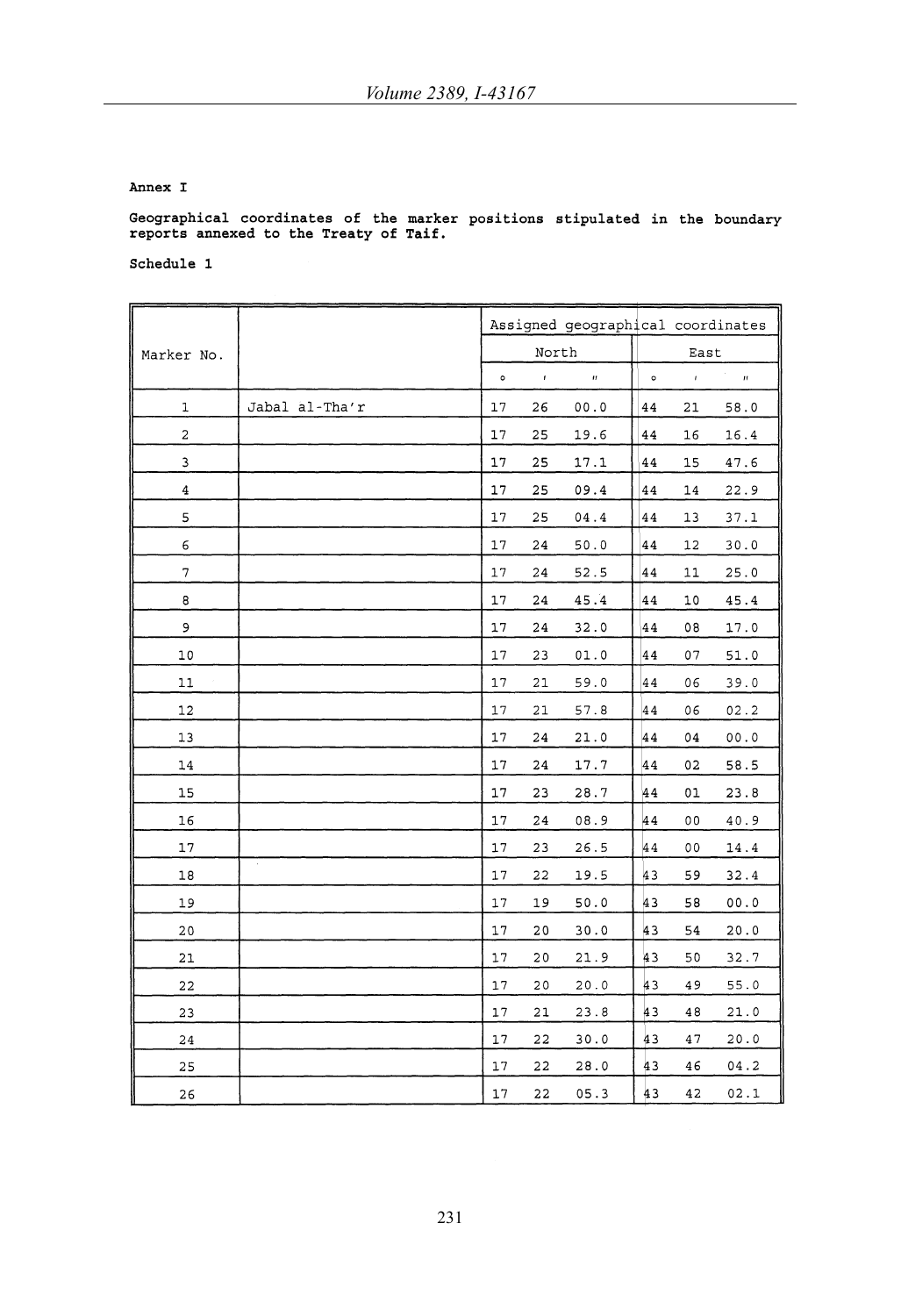**Annex I**

**Geographical coordinates of the marker positions stipulated in the boundary reports annexed to the Treaty of Taif.**

**Schedule 1**

| Marker No. | | Assigned geographical coordinates | | | | | |
|---|---|---|---|---|---|---|---|
| | | North | | | East | | |
| | | ° | ' | " | ° | ' | " |
| 1 | Jabal al-Tha'r | 17 | 26 | 00.0 | 44 | 21 | 58.0 |
| 2 | | 17 | 25 | 19.6 | 44 | 16 | 16.4 |
| 3 | | 17 | 25 | 17.1 | 44 | 15 | 47.6 |
| 4 | | 17 | 25 | 09.4 | 44 | 14 | 22.9 |
| 5 | | 17 | 25 | 04.4 | 44 | 13 | 37.1 |
| 6 | | 17 | 24 | 50.0 | 44 | 12 | 30.0 |
| 7 | | 17 | 24 | 52.5 | 44 | 11 | 25.0 |
| 8 | | 17 | 24 | 45.4 | 44 | 10 | 45.4 |
| 9 | | 17 | 24 | 32.0 | 44 | 08 | 17.0 |
| 10 | | 17 | 23 | 01.0 | 44 | 07 | 51.0 |
| 11 | | 17 | 21 | 59.0 | 44 | 06 | 39.0 |
| 12 | | 17 | 21 | 57.8 | 44 | 06 | 02.2 |
| 13 | | 17 | 24 | 21.0 | 44 | 04 | 00.0 |
| 14 | | 17 | 24 | 17.7 | 44 | 02 | 58.5 |
| 15 | | 17 | 23 | 28.7 | 44 | 01 | 23.8 |
| 16 | | 17 | 24 | 08.9 | 44 | 00 | 40.9 |
| 17 | | 17 | 23 | 26.5 | 44 | 00 | 14.4 |
| 18 | | 17 | 22 | 19.5 | 43 | 59 | 32.4 |
| 19 | | 17 | 19 | 50.0 | 43 | 58 | 00.0 |
| 20 | | 17 | 20 | 30.0 | 43 | 54 | 20.0 |
| 21 | | 17 | 20 | 21.9 | 43 | 50 | 32.7 |
| 22 | | 17 | 20 | 20.0 | 43 | 49 | 55.0 |
| 23 | | 17 | 21 | 23.8 | 43 | 48 | 21.0 |
| 24 | | 17 | 22 | 30.0 | 43 | 47 | 20.0 |
| 25 | | 17 | 22 | 28.0 | 43 | 46 | 04.2 |
| 26 | | 17 | 22 | 05.3 | 43 | 42 | 02.1 |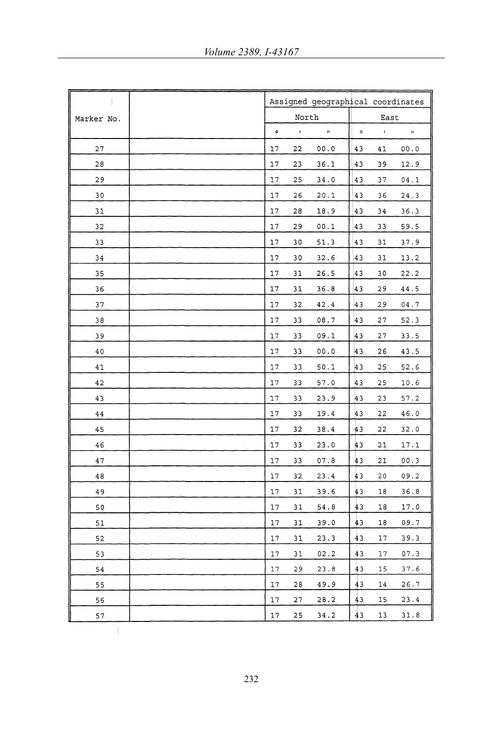| Marker No. | | Assigned geographical coordinates | | | | | |
|---|---|---|---|---|---|---|---|
| | | North | | | East | | |
| | | ° | ' | " | ° | ' | " |
| 27 | | 17 | 22 | 00.0 | 43 | 41 | 00.0 |
| 28 | | 17 | 23 | 36.1 | 43 | 39 | 12.9 |
| 29 | | 17 | 25 | 34.0 | 43 | 37 | 04.1 |
| 30 | | 17 | 26 | 20.1 | 43 | 36 | 24.3 |
| 31 | | 17 | 28 | 18.9 | 43 | 34 | 36.3 |
| 32 | | 17 | 29 | 00.1 | 43 | 33 | 59.5 |
| 33 | | 17 | 30 | 51.3 | 43 | 31 | 37.9 |
| 34 | | 17 | 30 | 32.6 | 43 | 31 | 13.2 |
| 35 | | 17 | 31 | 26.5 | 43 | 30 | 22.2 |
| 36 | | 17 | 31 | 36.8 | 43 | 29 | 44.5 |
| 37 | | 17 | 32 | 42.4 | 43 | 29 | 04.7 |
| 38 | | 17 | 33 | 08.7 | 43 | 27 | 52.3 |
| 39 | | 17 | 33 | 09.1 | 43 | 27 | 33.5 |
| 40 | | 17 | 33 | 00.0 | 43 | 26 | 43.5 |
| 41 | | 17 | 33 | 50.1 | 43 | 25 | 52.6 |
| 42 | | 17 | 33 | 57.0 | 43 | 25 | 10.6 |
| 43 | | 17 | 33 | 23.9 | 43 | 23 | 57.2 |
| 44 | | 17 | 33 | 19.4 | 43 | 22 | 46.0 |
| 45 | | 17 | 32 | 38.4 | 43 | 22 | 32.0 |
| 46 | | 17 | 33 | 23.0 | 43 | 21 | 17.1 |
| 47 | | 17 | 33 | 07.8 | 43 | 21 | 00.3 |
| 48 | | 17 | 32 | 23.4 | 43 | 20 | 09.2 |
| 49 | | 17 | 31 | 39.6 | 43 | 18 | 36.8 |
| 50 | | 17 | 31 | 54.8 | 43 | 18 | 17.0 |
| 51 | | 17 | 31 | 39.0 | 43 | 18 | 09.7 |
| 52 | | 17 | 31 | 23.3 | 43 | 17 | 39.3 |
| 53 | | 17 | 31 | 02.2 | 43 | 17 | 07.3 |
| 54 | | 17 | 29 | 23.8 | 43 | 15 | 37.6 |
| 55 | | 17 | 28 | 49.9 | 43 | 14 | 26.7 |
| 56 | | 17 | 27 | 28.2 | 43 | 15 | 23.4 |
| 57 | | 17 | 25 | 34.2 | 43 | 13 | 31.8 |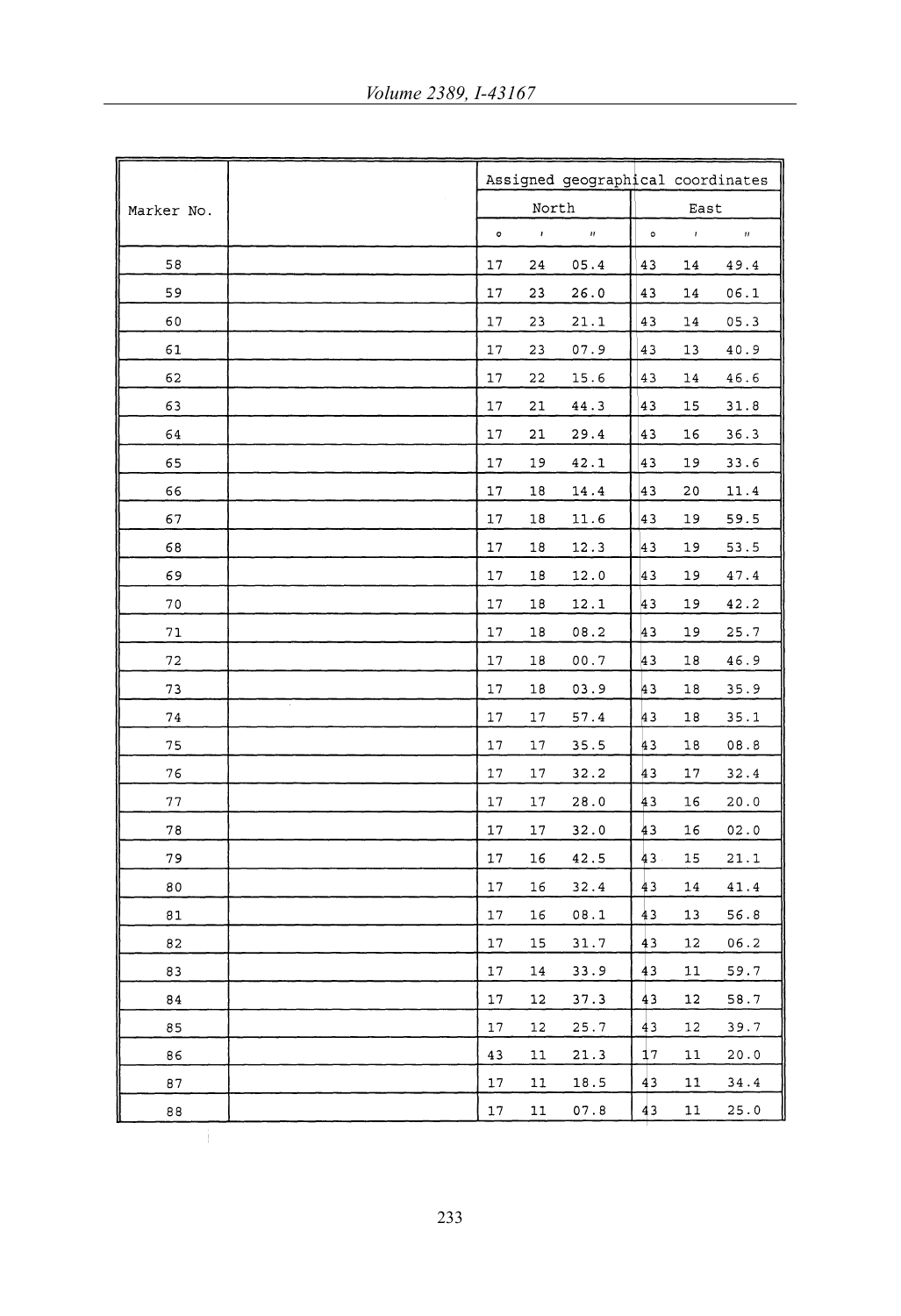| Marker No. | | Assigned geographical coordinates | | | | | |
|---|---|---|---|---|---|---|---|
| | | North | | | East | | |
| | | ° | ′ | ″ | ° | ′ | ″ |
| 58 | | 17 | 24 | 05.4 | 43 | 14 | 49.4 |
| 59 | | 17 | 23 | 26.0 | 43 | 14 | 06.1 |
| 60 | | 17 | 23 | 21.1 | 43 | 14 | 05.3 |
| 61 | | 17 | 23 | 07.9 | 43 | 13 | 40.9 |
| 62 | | 17 | 22 | 15.6 | 43 | 14 | 46.6 |
| 63 | | 17 | 21 | 44.3 | 43 | 15 | 31.8 |
| 64 | | 17 | 21 | 29.4 | 43 | 16 | 36.3 |
| 65 | | 17 | 19 | 42.1 | 43 | 19 | 33.6 |
| 66 | | 17 | 18 | 14.4 | 43 | 20 | 11.4 |
| 67 | | 17 | 18 | 11.6 | 43 | 19 | 59.5 |
| 68 | | 17 | 18 | 12.3 | 43 | 19 | 53.5 |
| 69 | | 17 | 18 | 12.0 | 43 | 19 | 47.4 |
| 70 | | 17 | 18 | 12.1 | 43 | 19 | 42.2 |
| 71 | | 17 | 18 | 08.2 | 43 | 19 | 25.7 |
| 72 | | 17 | 18 | 00.7 | 43 | 18 | 46.9 |
| 73 | | 17 | 18 | 03.9 | 43 | 18 | 35.9 |
| 74 | | 17 | 17 | 57.4 | 43 | 18 | 35.1 |
| 75 | | 17 | 17 | 35.5 | 43 | 18 | 08.8 |
| 76 | | 17 | 17 | 32.2 | 43 | 17 | 32.4 |
| 77 | | 17 | 17 | 28.0 | 43 | 16 | 20.0 |
| 78 | | 17 | 17 | 32.0 | 43 | 16 | 02.0 |
| 79 | | 17 | 16 | 42.5 | 43 | 15 | 21.1 |
| 80 | | 17 | 16 | 32.4 | 43 | 14 | 41.4 |
| 81 | | 17 | 16 | 08.1 | 43 | 13 | 56.8 |
| 82 | | 17 | 15 | 31.7 | 43 | 12 | 06.2 |
| 83 | | 17 | 14 | 33.9 | 43 | 11 | 59.7 |
| 84 | | 17 | 12 | 37.3 | 43 | 12 | 58.7 |
| 85 | | 17 | 12 | 25.7 | 43 | 12 | 39.7 |
| 86 | | 43 | 11 | 21.3 | 17 | 11 | 20.0 |
| 87 | | 17 | 11 | 18.5 | 43 | 11 | 34.4 |
| 88 | | 17 | 11 | 07.8 | 43 | 11 | 25.0 |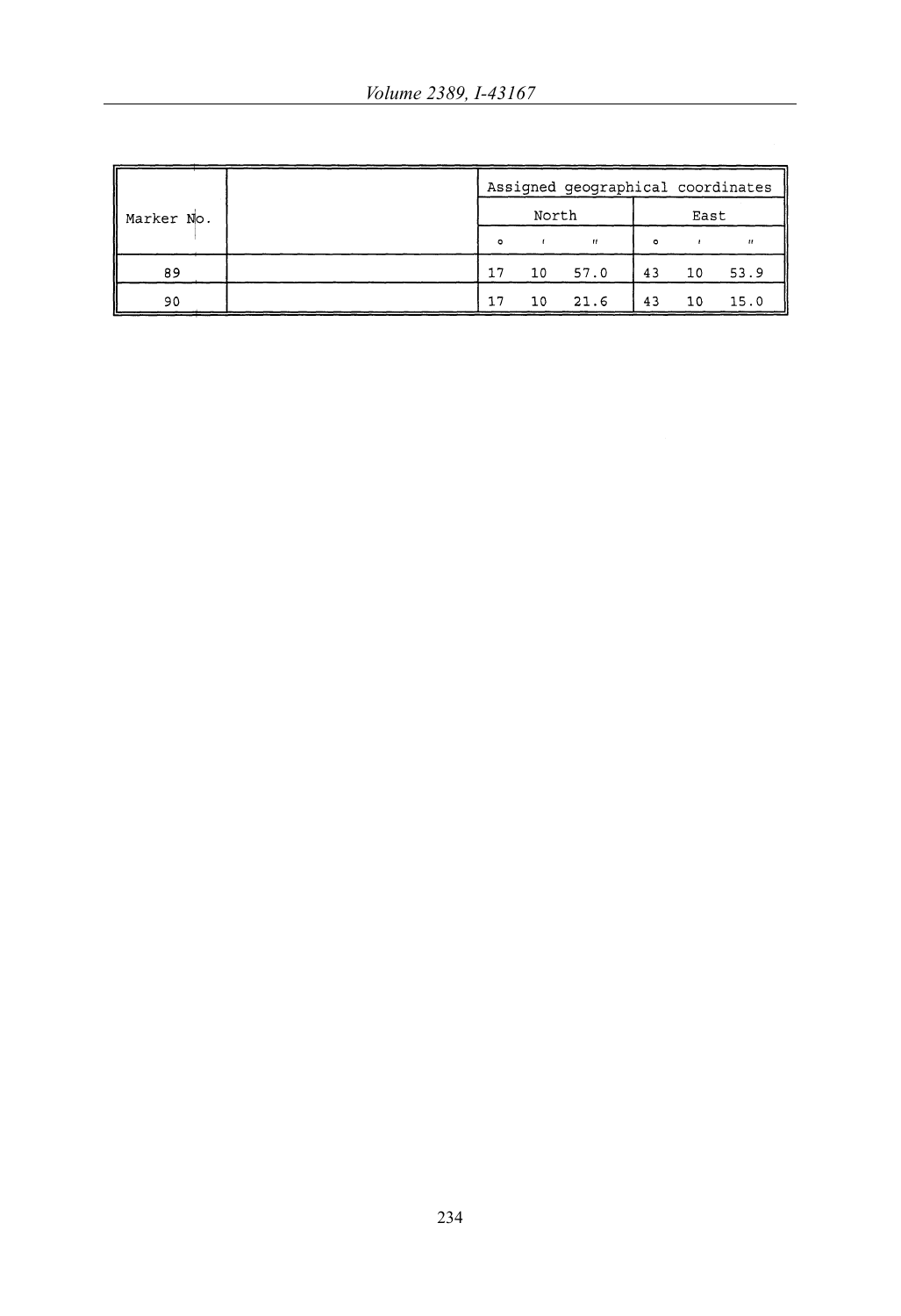| Marker No. | | Assigned geographical coordinates | | | | | |
|---|---|---|---|---|---|---|---|
| | | North | | | East | | |
| | | ° | ' | " | ° | ' | " |
| 89 | | 17 | 10 | 57.0 | 43 | 10 | 53.9 |
| 90 | | 17 | 10 | 21.6 | 43 | 10 | 15.0 |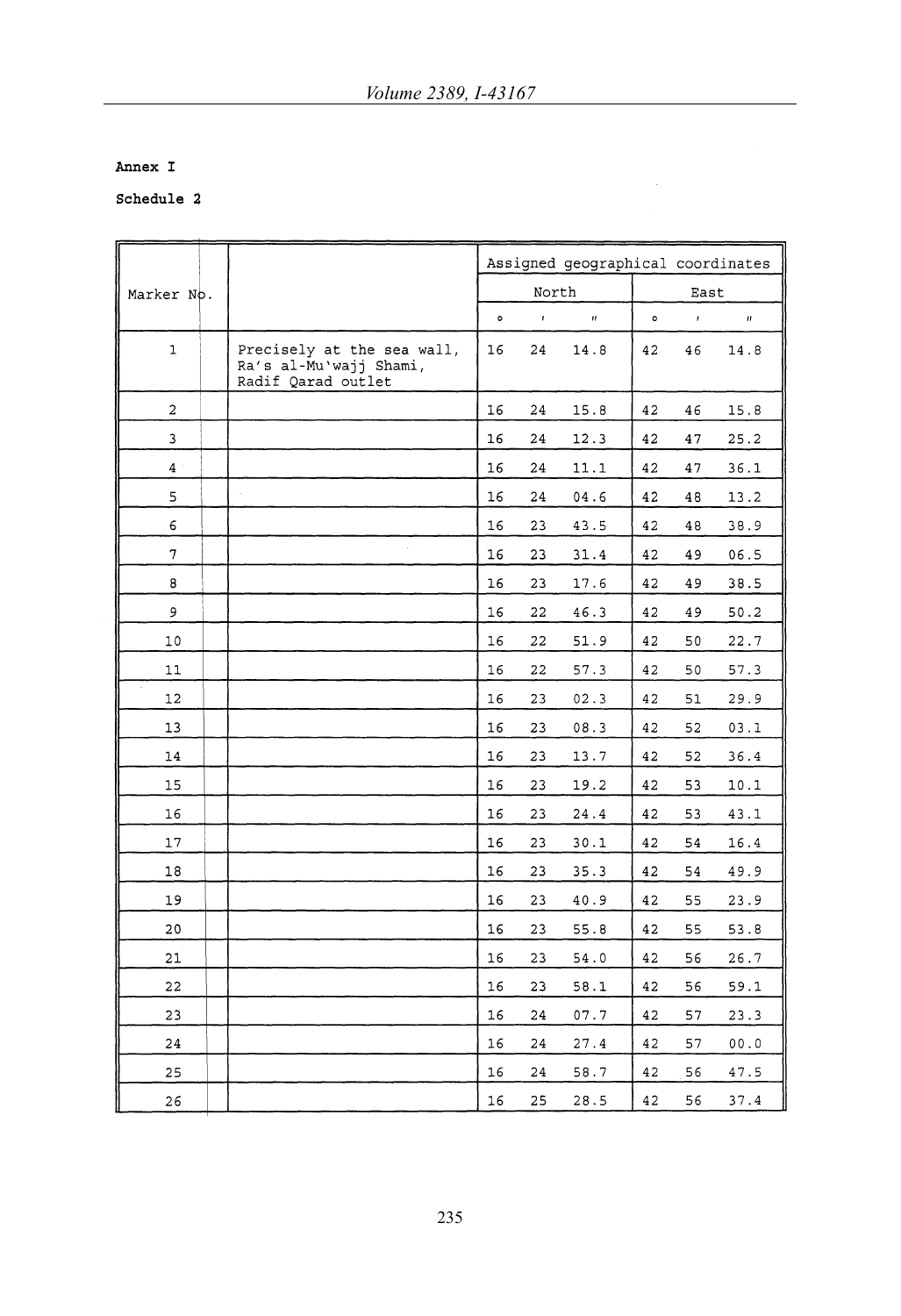**Annex I**

**Schedule 2**

| Marker No. | | Assigned geographical coordinates | | | | | |
|---|---|---|---|---|---|---|---|
| | | North | | | East | | |
| | | ° | ' | " | ° | ' | " |
| 1 | Precisely at the sea wall, Ra's al-Mu'wajj Shami, Radif Qarad outlet | 16 | 24 | 14.8 | 42 | 46 | 14.8 |
| 2 | | 16 | 24 | 15.8 | 42 | 46 | 15.8 |
| 3 | | 16 | 24 | 12.3 | 42 | 47 | 25.2 |
| 4 | | 16 | 24 | 11.1 | 42 | 47 | 36.1 |
| 5 | | 16 | 24 | 04.6 | 42 | 48 | 13.2 |
| 6 | | 16 | 23 | 43.5 | 42 | 48 | 38.9 |
| 7 | | 16 | 23 | 31.4 | 42 | 49 | 06.5 |
| 8 | | 16 | 23 | 17.6 | 42 | 49 | 38.5 |
| 9 | | 16 | 22 | 46.3 | 42 | 49 | 50.2 |
| 10 | | 16 | 22 | 51.9 | 42 | 50 | 22.7 |
| 11 | | 16 | 22 | 57.3 | 42 | 50 | 57.3 |
| 12 | | 16 | 23 | 02.3 | 42 | 51 | 29.9 |
| 13 | | 16 | 23 | 08.3 | 42 | 52 | 03.1 |
| 14 | | 16 | 23 | 13.7 | 42 | 52 | 36.4 |
| 15 | | 16 | 23 | 19.2 | 42 | 53 | 10.1 |
| 16 | | 16 | 23 | 24.4 | 42 | 53 | 43.1 |
| 17 | | 16 | 23 | 30.1 | 42 | 54 | 16.4 |
| 18 | | 16 | 23 | 35.3 | 42 | 54 | 49.9 |
| 19 | | 16 | 23 | 40.9 | 42 | 55 | 23.9 |
| 20 | | 16 | 23 | 55.8 | 42 | 55 | 53.8 |
| 21 | | 16 | 23 | 54.0 | 42 | 56 | 26.7 |
| 22 | | 16 | 23 | 58.1 | 42 | 56 | 59.1 |
| 23 | | 16 | 24 | 07.7 | 42 | 57 | 23.3 |
| 24 | | 16 | 24 | 27.4 | 42 | 57 | 00.0 |
| 25 | | 16 | 24 | 58.7 | 42 | 56 | 47.5 |
| 26 | | 16 | 25 | 28.5 | 42 | 56 | 37.4 |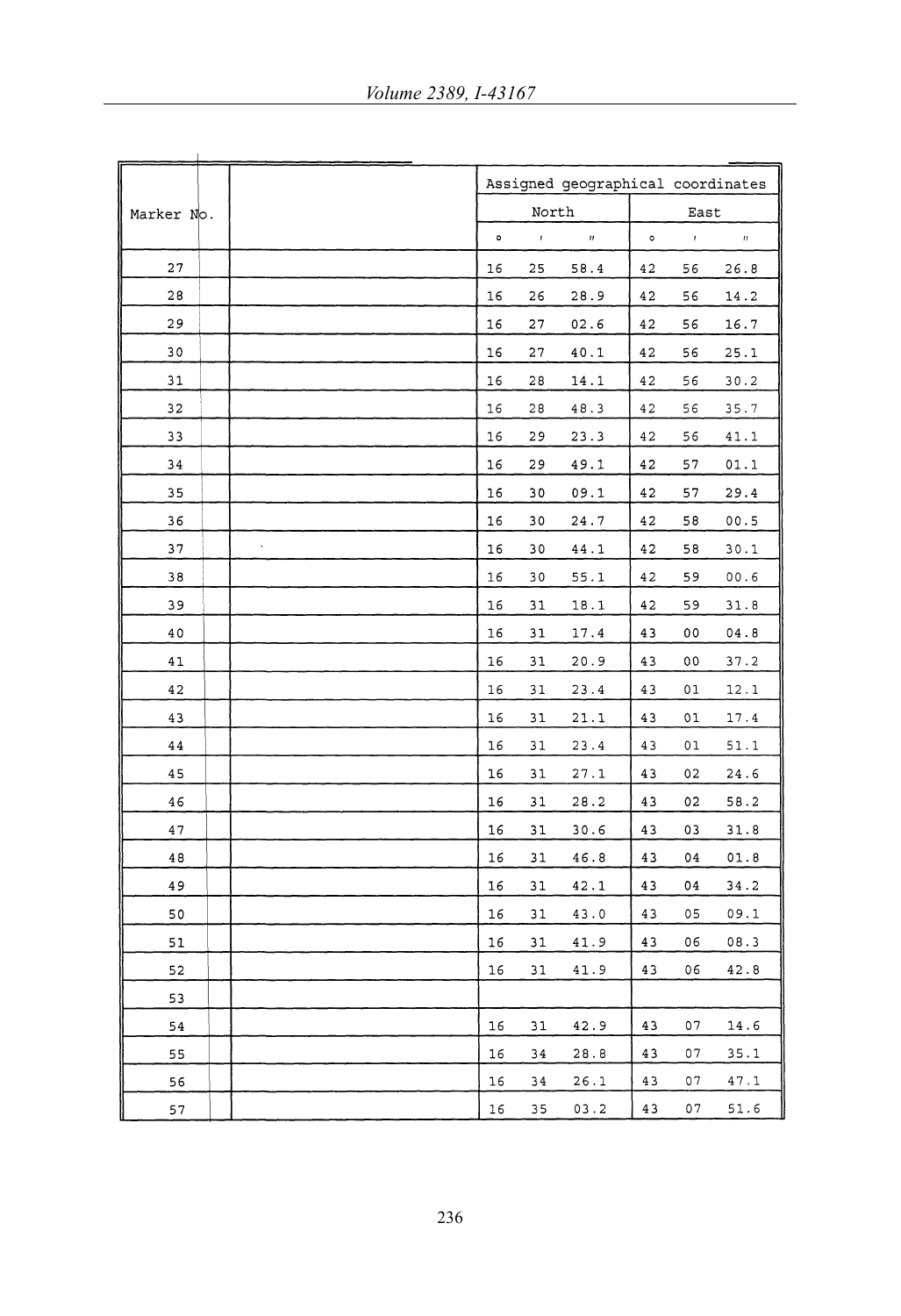| Marker No. | | Assigned geographical coordinates | | | | | |
|---|---|---|---|---|---|---|---|
| | | North | | | East | | |
| | | ° | ' | " | ° | ' | " |
| 27 | | 16 | 25 | 58.4 | 42 | 56 | 26.8 |
| 28 | | 16 | 26 | 28.9 | 42 | 56 | 14.2 |
| 29 | | 16 | 27 | 02.6 | 42 | 56 | 16.7 |
| 30 | | 16 | 27 | 40.1 | 42 | 56 | 25.1 |
| 31 | | 16 | 28 | 14.1 | 42 | 56 | 30.2 |
| 32 | | 16 | 28 | 48.3 | 42 | 56 | 35.7 |
| 33 | | 16 | 29 | 23.3 | 42 | 56 | 41.1 |
| 34 | | 16 | 29 | 49.1 | 42 | 57 | 01.1 |
| 35 | | 16 | 30 | 09.1 | 42 | 57 | 29.4 |
| 36 | | 16 | 30 | 24.7 | 42 | 58 | 00.5 |
| 37 | | 16 | 30 | 44.1 | 42 | 58 | 30.1 |
| 38 | | 16 | 30 | 55.1 | 42 | 59 | 00.6 |
| 39 | | 16 | 31 | 18.1 | 42 | 59 | 31.8 |
| 40 | | 16 | 31 | 17.4 | 43 | 00 | 04.8 |
| 41 | | 16 | 31 | 20.9 | 43 | 00 | 37.2 |
| 42 | | 16 | 31 | 23.4 | 43 | 01 | 12.1 |
| 43 | | 16 | 31 | 21.1 | 43 | 01 | 17.4 |
| 44 | | 16 | 31 | 23.4 | 43 | 01 | 51.1 |
| 45 | | 16 | 31 | 27.1 | 43 | 02 | 24.6 |
| 46 | | 16 | 31 | 28.2 | 43 | 02 | 58.2 |
| 47 | | 16 | 31 | 30.6 | 43 | 03 | 31.8 |
| 48 | | 16 | 31 | 46.8 | 43 | 04 | 01.8 |
| 49 | | 16 | 31 | 42.1 | 43 | 04 | 34.2 |
| 50 | | 16 | 31 | 43.0 | 43 | 05 | 09.1 |
| 51 | | 16 | 31 | 41.9 | 43 | 06 | 08.3 |
| 52 | | 16 | 31 | 41.9 | 43 | 06 | 42.8 |
| 53 | | | | | | | |
| 54 | | 16 | 31 | 42.9 | 43 | 07 | 14.6 |
| 55 | | 16 | 34 | 28.8 | 43 | 07 | 35.1 |
| 56 | | 16 | 34 | 26.1 | 43 | 07 | 47.1 |
| 57 | | 16 | 35 | 03.2 | 43 | 07 | 51.6 |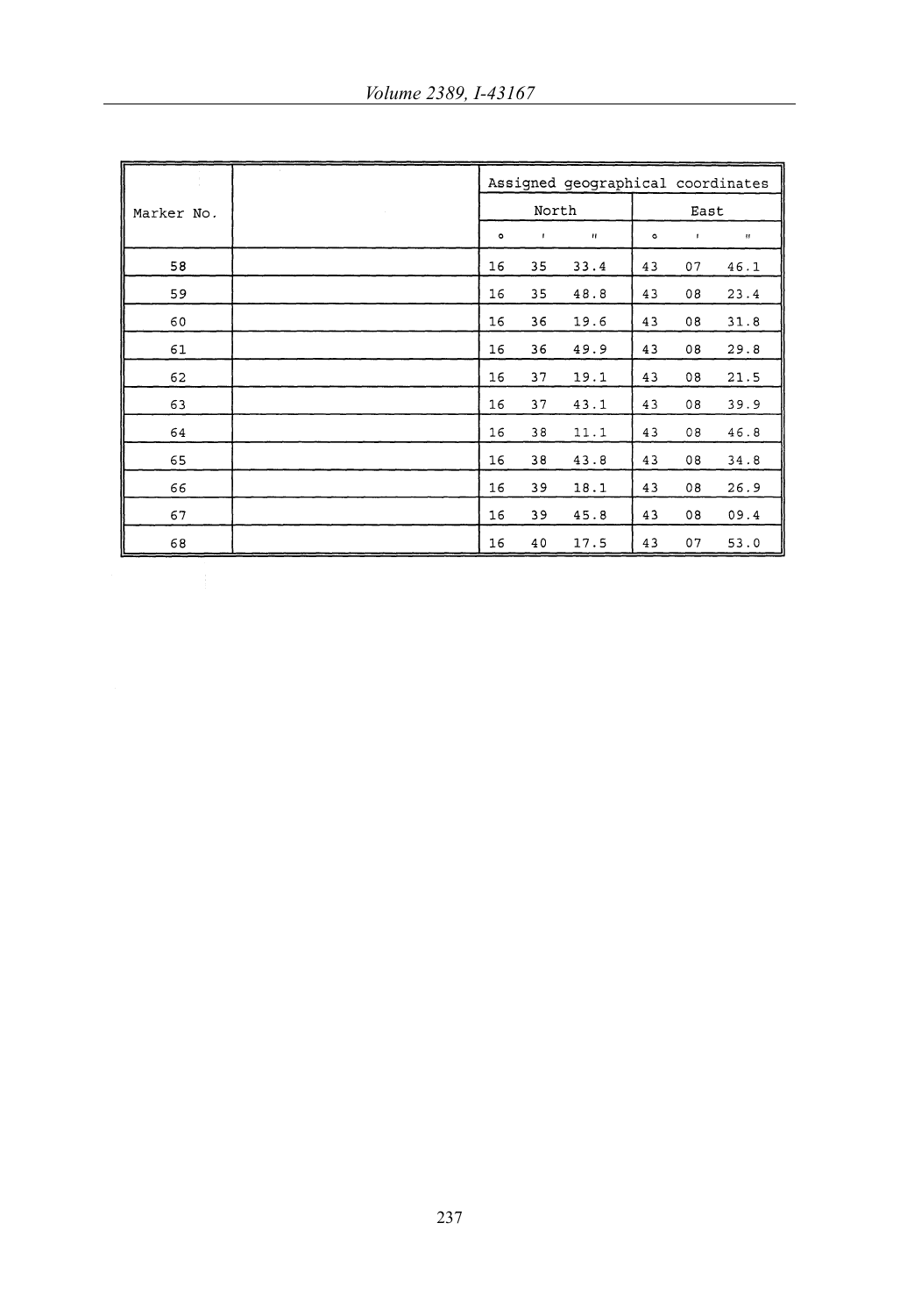| Marker No. | | Assigned geographical coordinates | | | | | |
|---|---|---|---|---|---|---|---|
| | | North | | | East | | |
| | | ° | ' | " | ° | ' | " |
| 58 | | 16 | 35 | 33.4 | 43 | 07 | 46.1 |
| 59 | | 16 | 35 | 48.8 | 43 | 08 | 23.4 |
| 60 | | 16 | 36 | 19.6 | 43 | 08 | 31.8 |
| 61 | | 16 | 36 | 49.9 | 43 | 08 | 29.8 |
| 62 | | 16 | 37 | 19.1 | 43 | 08 | 21.5 |
| 63 | | 16 | 37 | 43.1 | 43 | 08 | 39.9 |
| 64 | | 16 | 38 | 11.1 | 43 | 08 | 46.8 |
| 65 | | 16 | 38 | 43.8 | 43 | 08 | 34.8 |
| 66 | | 16 | 39 | 18.1 | 43 | 08 | 26.9 |
| 67 | | 16 | 39 | 45.8 | 43 | 08 | 09.4 |
| 68 | | 16 | 40 | 17.5 | 43 | 07 | 53.0 |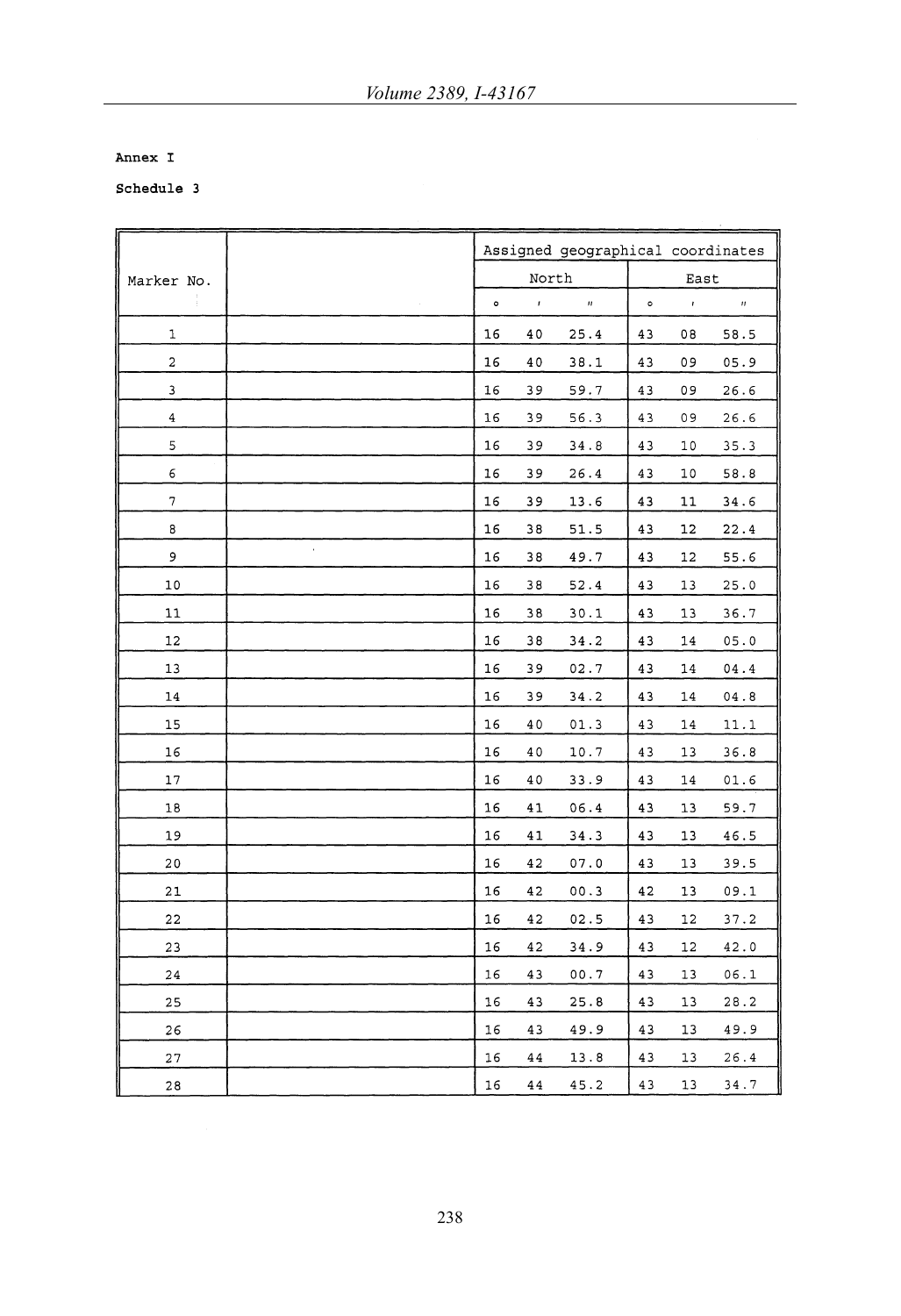Annex I

Schedule 3

| Marker No. | | Assigned geographical coordinates | | | | | |
|---|---|---|---|---|---|---|---|
| | | North | | | East | | |
| | | ° | ' | " | ° | ' | " |
| 1 | | 16 | 40 | 25.4 | 43 | 08 | 58.5 |
| 2 | | 16 | 40 | 38.1 | 43 | 09 | 05.9 |
| 3 | | 16 | 39 | 59.7 | 43 | 09 | 26.6 |
| 4 | | 16 | 39 | 56.3 | 43 | 09 | 26.6 |
| 5 | | 16 | 39 | 34.8 | 43 | 10 | 35.3 |
| 6 | | 16 | 39 | 26.4 | 43 | 10 | 58.8 |
| 7 | | 16 | 39 | 13.6 | 43 | 11 | 34.6 |
| 8 | | 16 | 38 | 51.5 | 43 | 12 | 22.4 |
| 9 | | 16 | 38 | 49.7 | 43 | 12 | 55.6 |
| 10 | | 16 | 38 | 52.4 | 43 | 13 | 25.0 |
| 11 | | 16 | 38 | 30.1 | 43 | 13 | 36.7 |
| 12 | | 16 | 38 | 34.2 | 43 | 14 | 05.0 |
| 13 | | 16 | 39 | 02.7 | 43 | 14 | 04.4 |
| 14 | | 16 | 39 | 34.2 | 43 | 14 | 04.8 |
| 15 | | 16 | 40 | 01.3 | 43 | 14 | 11.1 |
| 16 | | 16 | 40 | 10.7 | 43 | 13 | 36.8 |
| 17 | | 16 | 40 | 33.9 | 43 | 14 | 01.6 |
| 18 | | 16 | 41 | 06.4 | 43 | 13 | 59.7 |
| 19 | | 16 | 41 | 34.3 | 43 | 13 | 46.5 |
| 20 | | 16 | 42 | 07.0 | 43 | 13 | 39.5 |
| 21 | | 16 | 42 | 00.3 | 42 | 13 | 09.1 |
| 22 | | 16 | 42 | 02.5 | 43 | 12 | 37.2 |
| 23 | | 16 | 42 | 34.9 | 43 | 12 | 42.0 |
| 24 | | 16 | 43 | 00.7 | 43 | 13 | 06.1 |
| 25 | | 16 | 43 | 25.8 | 43 | 13 | 28.2 |
| 26 | | 16 | 43 | 49.9 | 43 | 13 | 49.9 |
| 27 | | 16 | 44 | 13.8 | 43 | 13 | 26.4 |
| 28 | | 16 | 44 | 45.2 | 43 | 13 | 34.7 |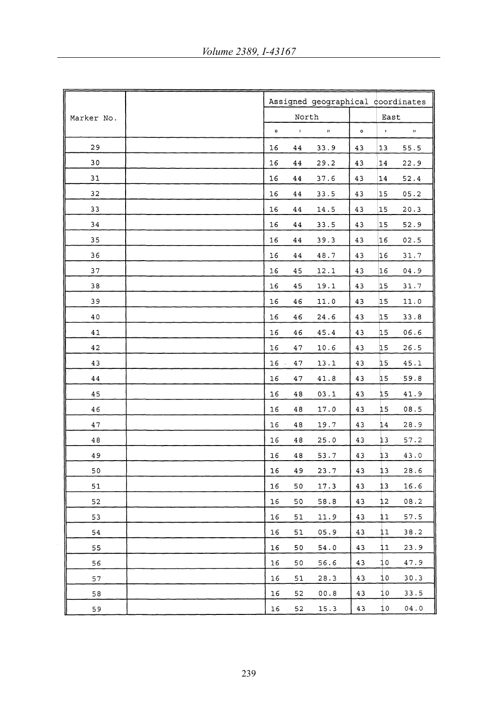| Marker No. | | Assigned geographical coordinates | | | | | |
|---|---|---|---|---|---|---|---|
| | | North | | | East | | |
| | | ° | ′ | ″ | ° | ′ | ″ |
| 29 | | 16 | 44 | 33.9 | 43 | 13 | 55.5 |
| 30 | | 16 | 44 | 29.2 | 43 | 14 | 22.9 |
| 31 | | 16 | 44 | 37.6 | 43 | 14 | 52.4 |
| 32 | | 16 | 44 | 33.5 | 43 | 15 | 05.2 |
| 33 | | 16 | 44 | 14.5 | 43 | 15 | 20.3 |
| 34 | | 16 | 44 | 33.5 | 43 | 15 | 52.9 |
| 35 | | 16 | 44 | 39.3 | 43 | 16 | 02.5 |
| 36 | | 16 | 44 | 48.7 | 43 | 16 | 31.7 |
| 37 | | 16 | 45 | 12.1 | 43 | 16 | 04.9 |
| 38 | | 16 | 45 | 19.1 | 43 | 15 | 31.7 |
| 39 | | 16 | 46 | 11.0 | 43 | 15 | 11.0 |
| 40 | | 16 | 46 | 24.6 | 43 | 15 | 33.8 |
| 41 | | 16 | 46 | 45.4 | 43 | 15 | 06.6 |
| 42 | | 16 | 47 | 10.6 | 43 | 15 | 26.5 |
| 43 | | 16 | 47 | 13.1 | 43 | 15 | 45.1 |
| 44 | | 16 | 47 | 41.8 | 43 | 15 | 59.8 |
| 45 | | 16 | 48 | 03.1 | 43 | 15 | 41.9 |
| 46 | | 16 | 48 | 17.0 | 43 | 15 | 08.5 |
| 47 | | 16 | 48 | 19.7 | 43 | 14 | 28.9 |
| 48 | | 16 | 48 | 25.0 | 43 | 13 | 57.2 |
| 49 | | 16 | 48 | 53.7 | 43 | 13 | 43.0 |
| 50 | | 16 | 49 | 23.7 | 43 | 13 | 28.6 |
| 51 | | 16 | 50 | 17.3 | 43 | 13 | 16.6 |
| 52 | | 16 | 50 | 58.8 | 43 | 12 | 08.2 |
| 53 | | 16 | 51 | 11.9 | 43 | 11 | 57.5 |
| 54 | | 16 | 51 | 05.9 | 43 | 11 | 38.2 |
| 55 | | 16 | 50 | 54.0 | 43 | 11 | 23.9 |
| 56 | | 16 | 50 | 56.6 | 43 | 10 | 47.9 |
| 57 | | 16 | 51 | 28.3 | 43 | 10 | 30.3 |
| 58 | | 16 | 52 | 00.8 | 43 | 10 | 33.5 |
| 59 | | 16 | 52 | 15.3 | 43 | 10 | 04.0 |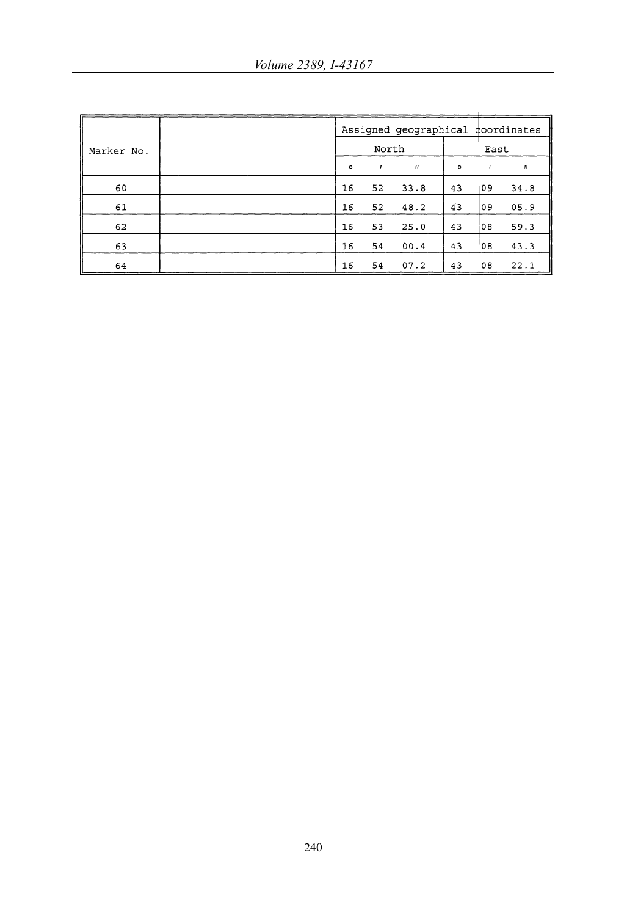| Marker No. | | Assigned geographical coordinates | | | | | |
|---|---|---|---|---|---|---|---|
| | | North | | | East | | |
| | | ° | ' | " | ° | ' | " |
| 60 | | 16 | 52 | 33.8 | 43 | 09 | 34.8 |
| 61 | | 16 | 52 | 48.2 | 43 | 09 | 05.9 |
| 62 | | 16 | 53 | 25.0 | 43 | 08 | 59.3 |
| 63 | | 16 | 54 | 00.4 | 43 | 08 | 43.3 |
| 64 | | 16 | 54 | 07.2 | 43 | 08 | 22.1 |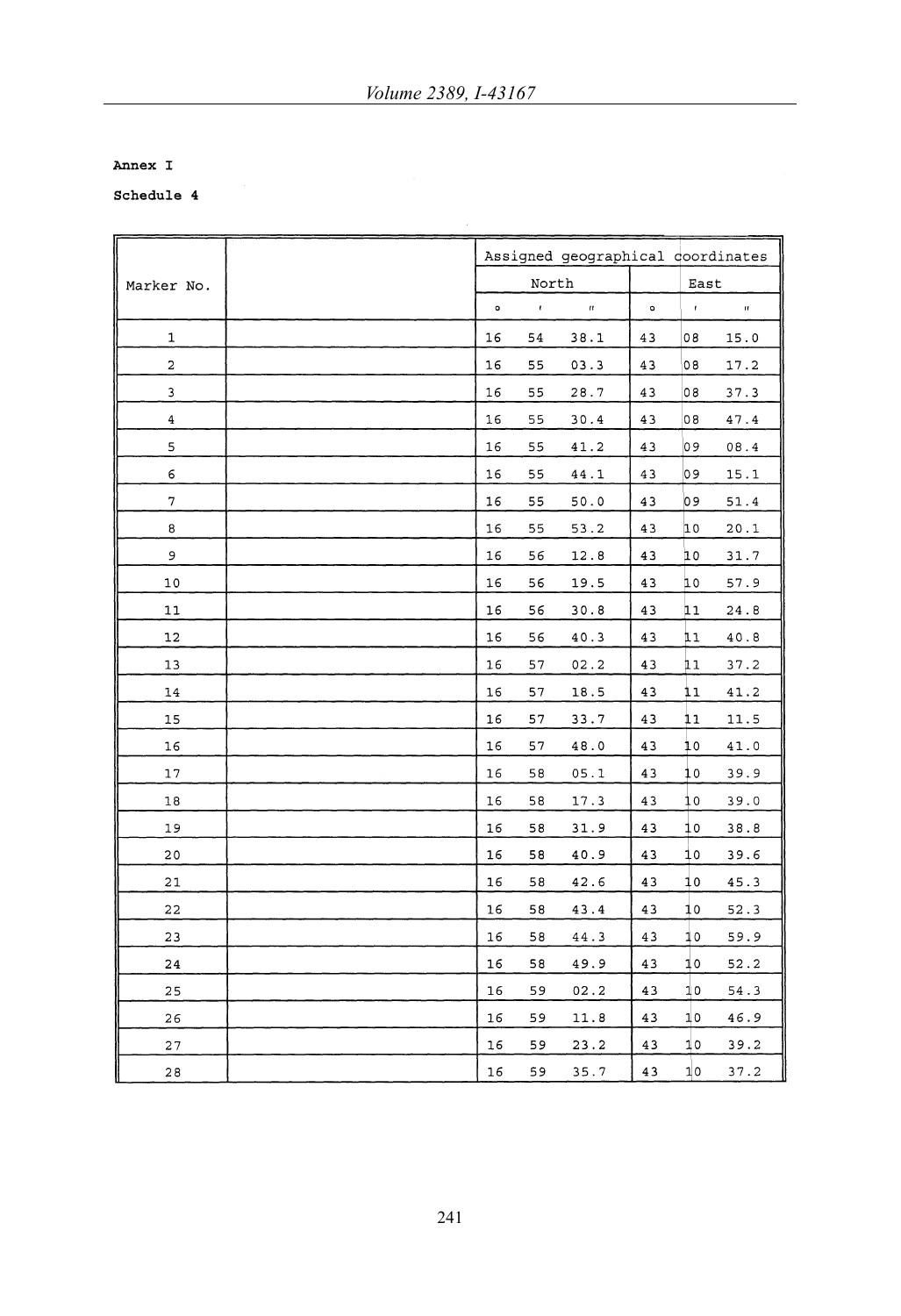**Annex I**

**Schedule 4**

| Marker No. | | Assigned geographical coordinates | | | | | |
|---|---|---|---|---|---|---|---|
| | | North | | | East | | |
| | | ° | ' | " | ° | ' | " |
| 1 | | 16 | 54 | 38.1 | 43 | 08 | 15.0 |
| 2 | | 16 | 55 | 03.3 | 43 | 08 | 17.2 |
| 3 | | 16 | 55 | 28.7 | 43 | 08 | 37.3 |
| 4 | | 16 | 55 | 30.4 | 43 | 08 | 47.4 |
| 5 | | 16 | 55 | 41.2 | 43 | 09 | 08.4 |
| 6 | | 16 | 55 | 44.1 | 43 | 09 | 15.1 |
| 7 | | 16 | 55 | 50.0 | 43 | 09 | 51.4 |
| 8 | | 16 | 55 | 53.2 | 43 | 10 | 20.1 |
| 9 | | 16 | 56 | 12.8 | 43 | 10 | 31.7 |
| 10 | | 16 | 56 | 19.5 | 43 | 10 | 57.9 |
| 11 | | 16 | 56 | 30.8 | 43 | 11 | 24.8 |
| 12 | | 16 | 56 | 40.3 | 43 | 11 | 40.8 |
| 13 | | 16 | 57 | 02.2 | 43 | 11 | 37.2 |
| 14 | | 16 | 57 | 18.5 | 43 | 11 | 41.2 |
| 15 | | 16 | 57 | 33.7 | 43 | 11 | 11.5 |
| 16 | | 16 | 57 | 48.0 | 43 | 10 | 41.0 |
| 17 | | 16 | 58 | 05.1 | 43 | 10 | 39.9 |
| 18 | | 16 | 58 | 17.3 | 43 | 10 | 39.0 |
| 19 | | 16 | 58 | 31.9 | 43 | 10 | 38.8 |
| 20 | | 16 | 58 | 40.9 | 43 | 10 | 39.6 |
| 21 | | 16 | 58 | 42.6 | 43 | 10 | 45.3 |
| 22 | | 16 | 58 | 43.4 | 43 | 10 | 52.3 |
| 23 | | 16 | 58 | 44.3 | 43 | 10 | 59.9 |
| 24 | | 16 | 58 | 49.9 | 43 | 10 | 52.2 |
| 25 | | 16 | 59 | 02.2 | 43 | 10 | 54.3 |
| 26 | | 16 | 59 | 11.8 | 43 | 10 | 46.9 |
| 27 | | 16 | 59 | 23.2 | 43 | 10 | 39.2 |
| 28 | | 16 | 59 | 35.7 | 43 | 10 | 37.2 |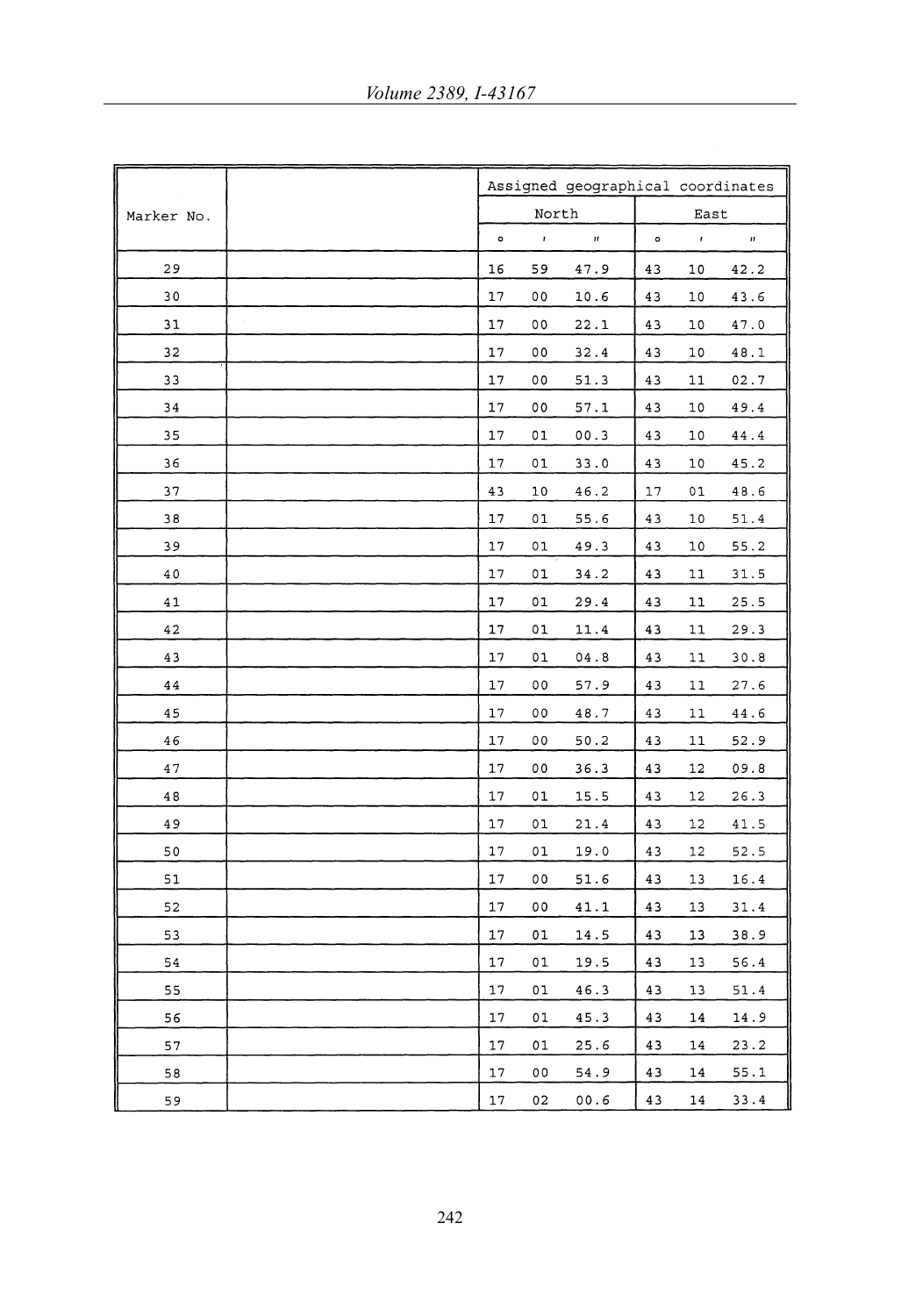| Marker No. | | Assigned geographical coordinates | | | | | |
|---|---|---|---|---|---|---|---|
| | | North | | | East | | |
| | | ° | ' | " | ° | ' | " |
| 29 | | 16 | 59 | 47.9 | 43 | 10 | 42.2 |
| 30 | | 17 | 00 | 10.6 | 43 | 10 | 43.6 |
| 31 | | 17 | 00 | 22.1 | 43 | 10 | 47.0 |
| 32 | | 17 | 00 | 32.4 | 43 | 10 | 48.1 |
| 33 | | 17 | 00 | 51.3 | 43 | 11 | 02.7 |
| 34 | | 17 | 00 | 57.1 | 43 | 10 | 49.4 |
| 35 | | 17 | 01 | 00.3 | 43 | 10 | 44.4 |
| 36 | | 17 | 01 | 33.0 | 43 | 10 | 45.2 |
| 37 | | 43 | 10 | 46.2 | 17 | 01 | 48.6 |
| 38 | | 17 | 01 | 55.6 | 43 | 10 | 51.4 |
| 39 | | 17 | 01 | 49.3 | 43 | 10 | 55.2 |
| 40 | | 17 | 01 | 34.2 | 43 | 11 | 31.5 |
| 41 | | 17 | 01 | 29.4 | 43 | 11 | 25.5 |
| 42 | | 17 | 01 | 11.4 | 43 | 11 | 29.3 |
| 43 | | 17 | 01 | 04.8 | 43 | 11 | 30.8 |
| 44 | | 17 | 00 | 57.9 | 43 | 11 | 27.6 |
| 45 | | 17 | 00 | 48.7 | 43 | 11 | 44.6 |
| 46 | | 17 | 00 | 50.2 | 43 | 11 | 52.9 |
| 47 | | 17 | 00 | 36.3 | 43 | 12 | 09.8 |
| 48 | | 17 | 01 | 15.5 | 43 | 12 | 26.3 |
| 49 | | 17 | 01 | 21.4 | 43 | 12 | 41.5 |
| 50 | | 17 | 01 | 19.0 | 43 | 12 | 52.5 |
| 51 | | 17 | 00 | 51.6 | 43 | 13 | 16.4 |
| 52 | | 17 | 00 | 41.1 | 43 | 13 | 31.4 |
| 53 | | 17 | 01 | 14.5 | 43 | 13 | 38.9 |
| 54 | | 17 | 01 | 19.5 | 43 | 13 | 56.4 |
| 55 | | 17 | 01 | 46.3 | 43 | 13 | 51.4 |
| 56 | | 17 | 01 | 45.3 | 43 | 14 | 14.9 |
| 57 | | 17 | 01 | 25.6 | 43 | 14 | 23.2 |
| 58 | | 17 | 00 | 54.9 | 43 | 14 | 55.1 |
| 59 | | 17 | 02 | 00.6 | 43 | 14 | 33.4 |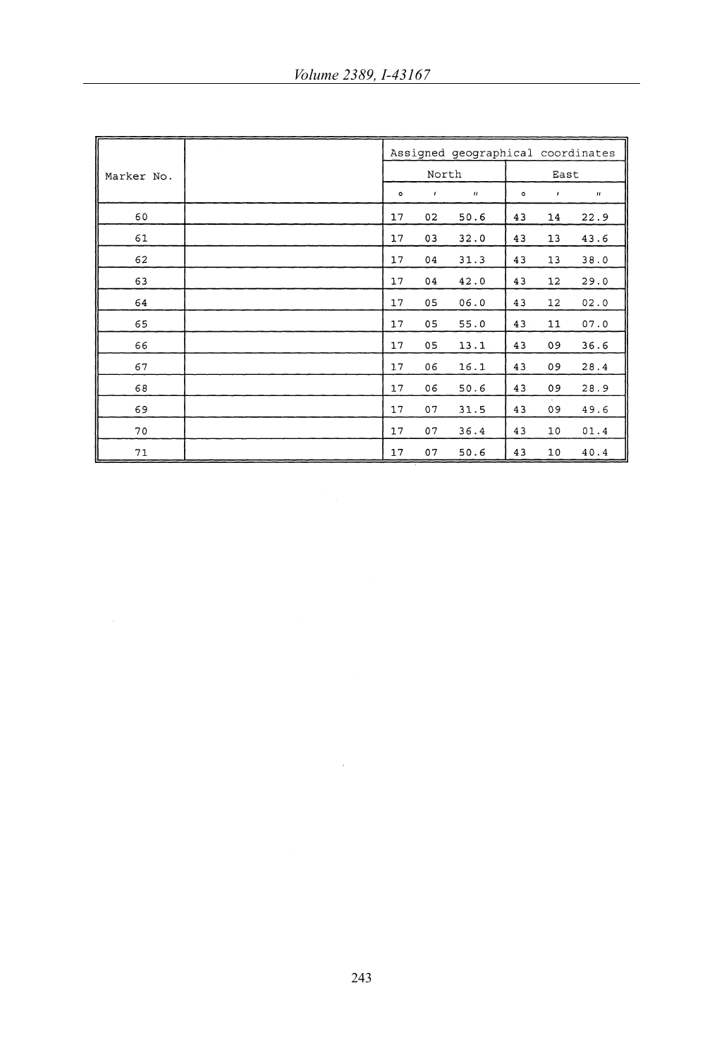| Marker No. | | Assigned geographical coordinates | | | | | |
|---|---|---|---|---|---|---|---|
| | | North | | | East | | |
| | | ° | ′ | ″ | ° | ′ | ″ |
| 60 | | 17 | 02 | 50.6 | 43 | 14 | 22.9 |
| 61 | | 17 | 03 | 32.0 | 43 | 13 | 43.6 |
| 62 | | 17 | 04 | 31.3 | 43 | 13 | 38.0 |
| 63 | | 17 | 04 | 42.0 | 43 | 12 | 29.0 |
| 64 | | 17 | 05 | 06.0 | 43 | 12 | 02.0 |
| 65 | | 17 | 05 | 55.0 | 43 | 11 | 07.0 |
| 66 | | 17 | 05 | 13.1 | 43 | 09 | 36.6 |
| 67 | | 17 | 06 | 16.1 | 43 | 09 | 28.4 |
| 68 | | 17 | 06 | 50.6 | 43 | 09 | 28.9 |
| 69 | | 17 | 07 | 31.5 | 43 | 09 | 49.6 |
| 70 | | 17 | 07 | 36.4 | 43 | 10 | 01.4 |
| 71 | | 17 | 07 | 50.6 | 43 | 10 | 40.4 |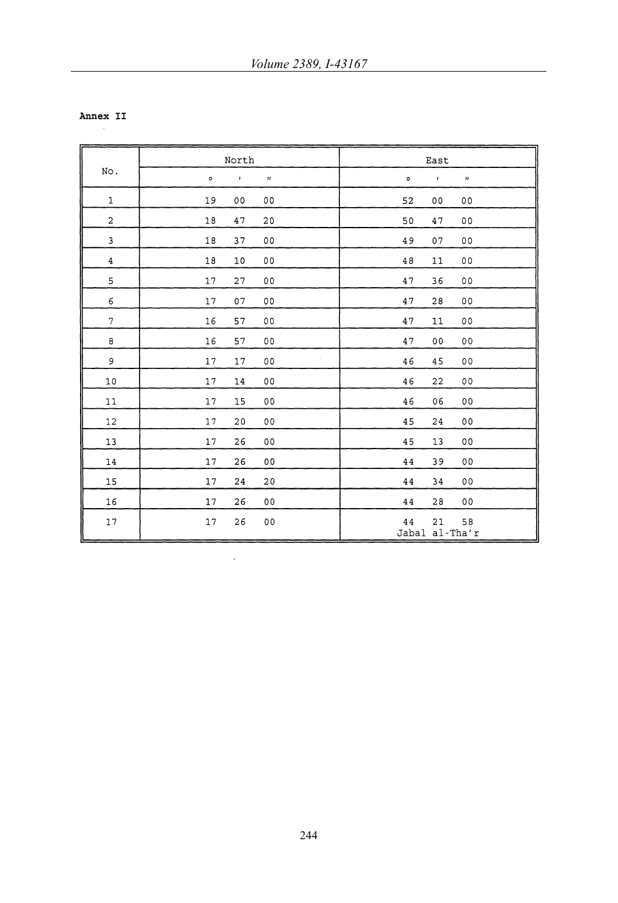**Annex II**

| No. | North | | | East | | |
|---|---|---|---|---|---|---|
| | ° | ' | " | ° | ' | " |
| 1 | 19 | 00 | 00 | 52 | 00 | 00 |
| 2 | 18 | 47 | 20 | 50 | 47 | 00 |
| 3 | 18 | 37 | 00 | 49 | 07 | 00 |
| 4 | 18 | 10 | 00 | 48 | 11 | 00 |
| 5 | 17 | 27 | 00 | 47 | 36 | 00 |
| 6 | 17 | 07 | 00 | 47 | 28 | 00 |
| 7 | 16 | 57 | 00 | 47 | 11 | 00 |
| 8 | 16 | 57 | 00 | 47 | 00 | 00 |
| 9 | 17 | 17 | 00 | 46 | 45 | 00 |
| 10 | 17 | 14 | 00 | 46 | 22 | 00 |
| 11 | 17 | 15 | 00 | 46 | 06 | 00 |
| 12 | 17 | 20 | 00 | 45 | 24 | 00 |
| 13 | 17 | 26 | 00 | 45 | 13 | 00 |
| 14 | 17 | 26 | 00 | 44 | 39 | 00 |
| 15 | 17 | 24 | 20 | 44 | 34 | 00 |
| 16 | 17 | 26 | 00 | 44 | 28 | 00 |
| 17 | 17 | 26 | 00 | 44 | 21 | 58 Jabal al-Tha'r |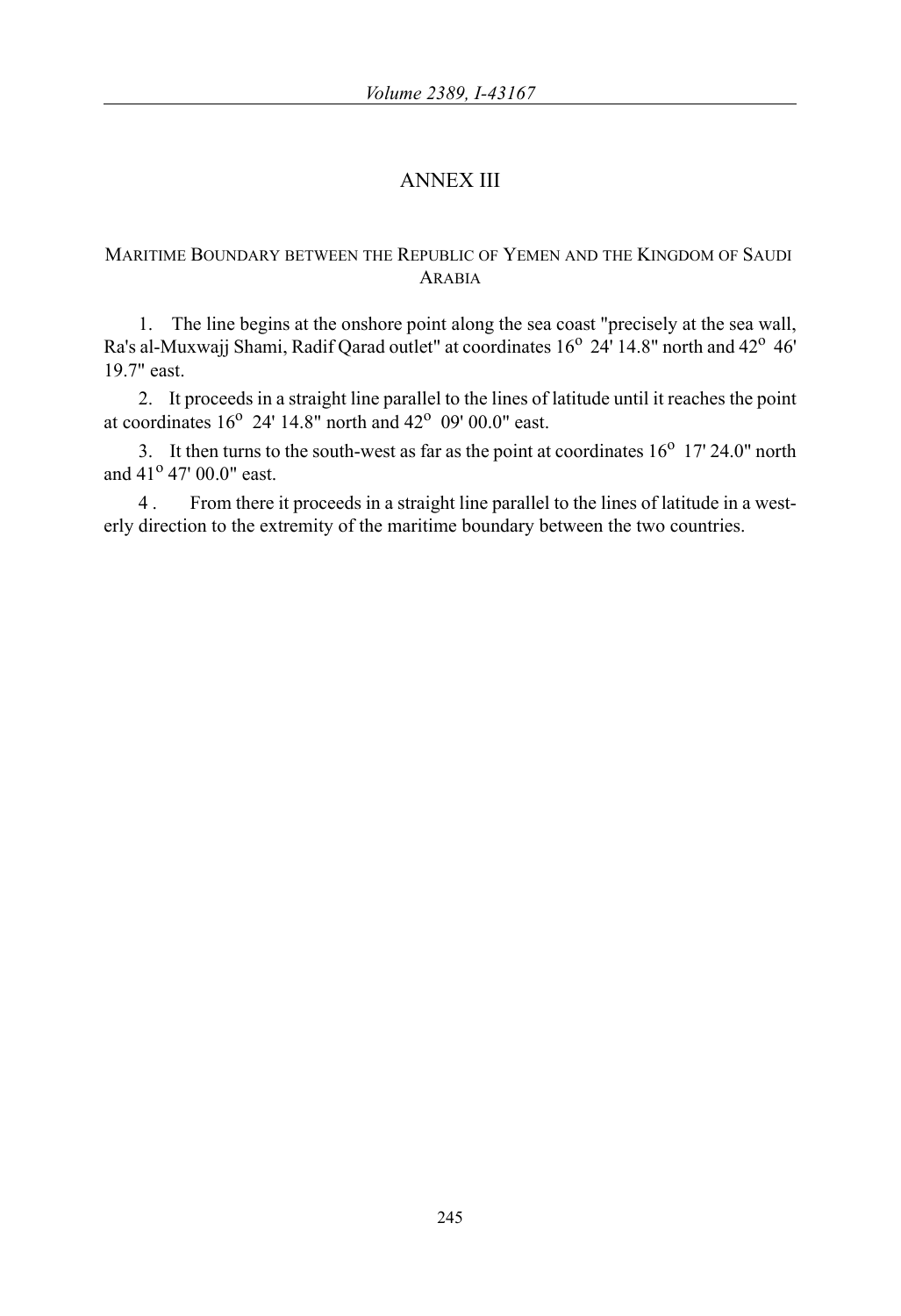# ANNEX III

## Maritime Boundary between the Republic of Yemen and the Kingdom of Saudi Arabia

1. The line begins at the onshore point along the sea coast "precisely at the sea wall, Ra's al-Muxwajj Shami, Radif Qarad outlet" at coordinates 16° 24' 14.8" north and 42° 46' 19.7" east.

2. It proceeds in a straight line parallel to the lines of latitude until it reaches the point at coordinates 16° 24' 14.8" north and 42° 09' 00.0" east.

3. It then turns to the south-west as far as the point at coordinates 16° 17' 24.0" north and 41° 47' 00.0" east.

4 . From there it proceeds in a straight line parallel to the lines of latitude in a westerly direction to the extremity of the maritime boundary between the two countries.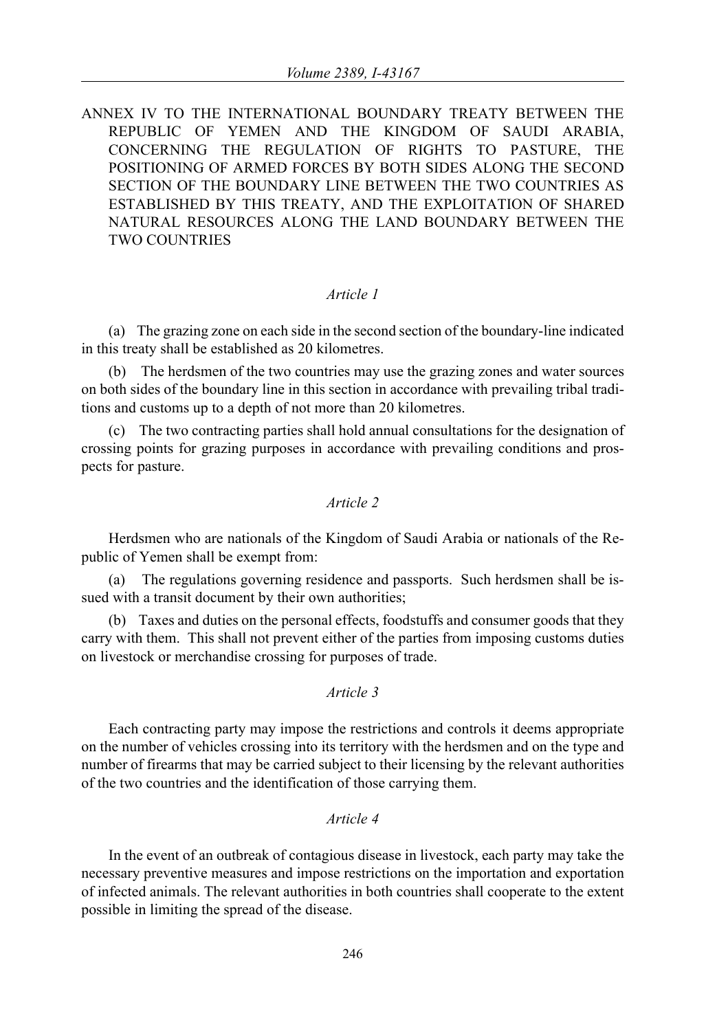ANNEX IV TO THE INTERNATIONAL BOUNDARY TREATY BETWEEN THE REPUBLIC OF YEMEN AND THE KINGDOM OF SAUDI ARABIA, CONCERNING THE REGULATION OF RIGHTS TO PASTURE, THE POSITIONING OF ARMED FORCES BY BOTH SIDES ALONG THE SECOND SECTION OF THE BOUNDARY LINE BETWEEN THE TWO COUNTRIES AS ESTABLISHED BY THIS TREATY, AND THE EXPLOITATION OF SHARED NATURAL RESOURCES ALONG THE LAND BOUNDARY BETWEEN THE TWO COUNTRIES

*Article 1*

(a) The grazing zone on each side in the second section of the boundary-line indicated in this treaty shall be established as 20 kilometres.

(b) The herdsmen of the two countries may use the grazing zones and water sources on both sides of the boundary line in this section in accordance with prevailing tribal traditions and customs up to a depth of not more than 20 kilometres.

(c) The two contracting parties shall hold annual consultations for the designation of crossing points for grazing purposes in accordance with prevailing conditions and prospects for pasture.

*Article 2*

Herdsmen who are nationals of the Kingdom of Saudi Arabia or nationals of the Republic of Yemen shall be exempt from:

(a) The regulations governing residence and passports. Such herdsmen shall be issued with a transit document by their own authorities;

(b) Taxes and duties on the personal effects, foodstuffs and consumer goods that they carry with them. This shall not prevent either of the parties from imposing customs duties on livestock or merchandise crossing for purposes of trade.

*Article 3*

Each contracting party may impose the restrictions and controls it deems appropriate on the number of vehicles crossing into its territory with the herdsmen and on the type and number of firearms that may be carried subject to their licensing by the relevant authorities of the two countries and the identification of those carrying them.

*Article 4*

In the event of an outbreak of contagious disease in livestock, each party may take the necessary preventive measures and impose restrictions on the importation and exportation of infected animals. The relevant authorities in both countries shall cooperate to the extent possible in limiting the spread of the disease.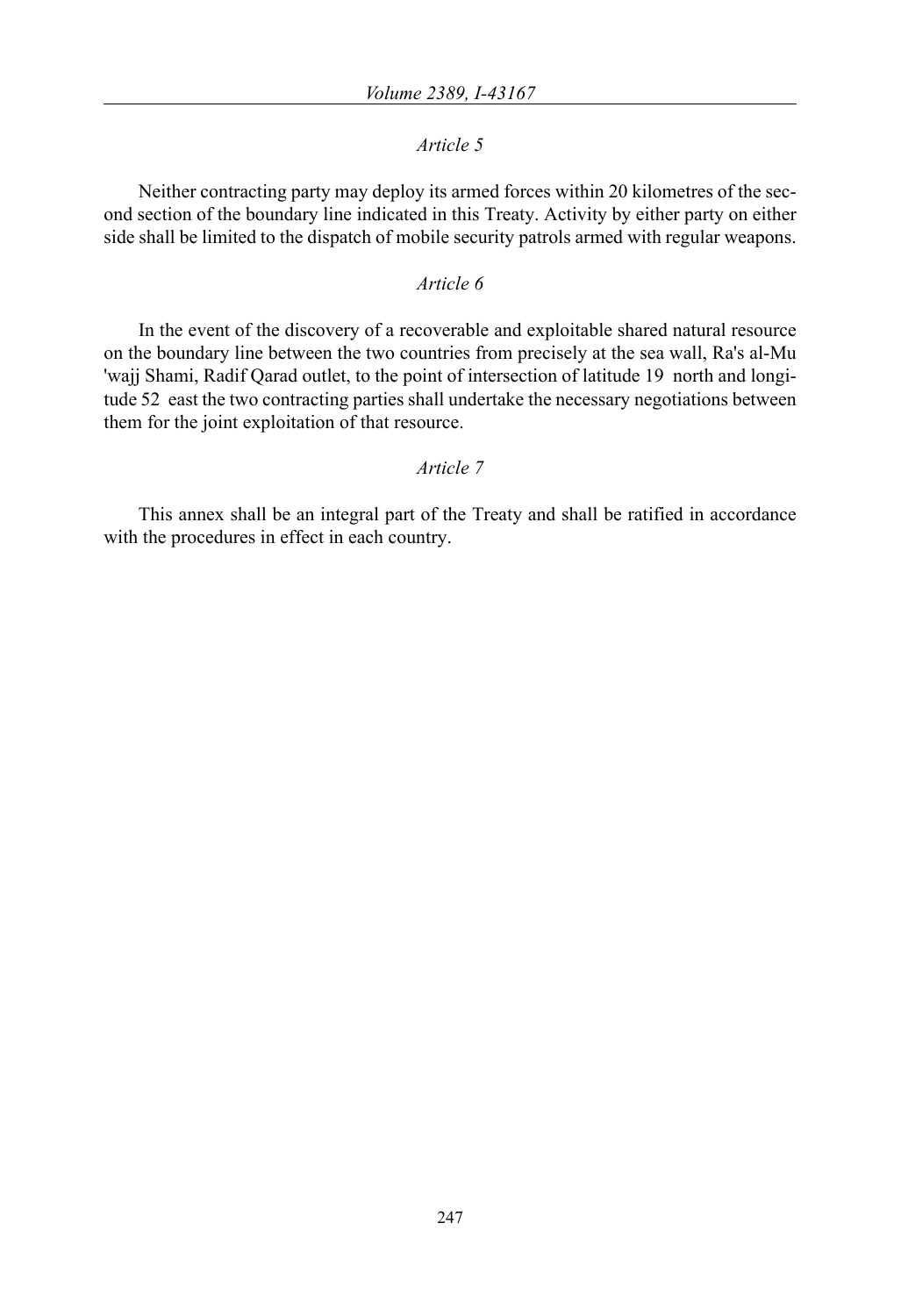*Article 5*

Neither contracting party may deploy its armed forces within 20 kilometres of the second section of the boundary line indicated in this Treaty. Activity by either party on either side shall be limited to the dispatch of mobile security patrols armed with regular weapons.

*Article 6*

In the event of the discovery of a recoverable and exploitable shared natural resource on the boundary line between the two countries from precisely at the sea wall, Ra's al-Mu 'wajj Shami, Radif Qarad outlet, to the point of intersection of latitude 19 north and longitude 52 east the two contracting parties shall undertake the necessary negotiations between them for the joint exploitation of that resource.

*Article 7*

This annex shall be an integral part of the Treaty and shall be ratified in accordance with the procedures in effect in each country.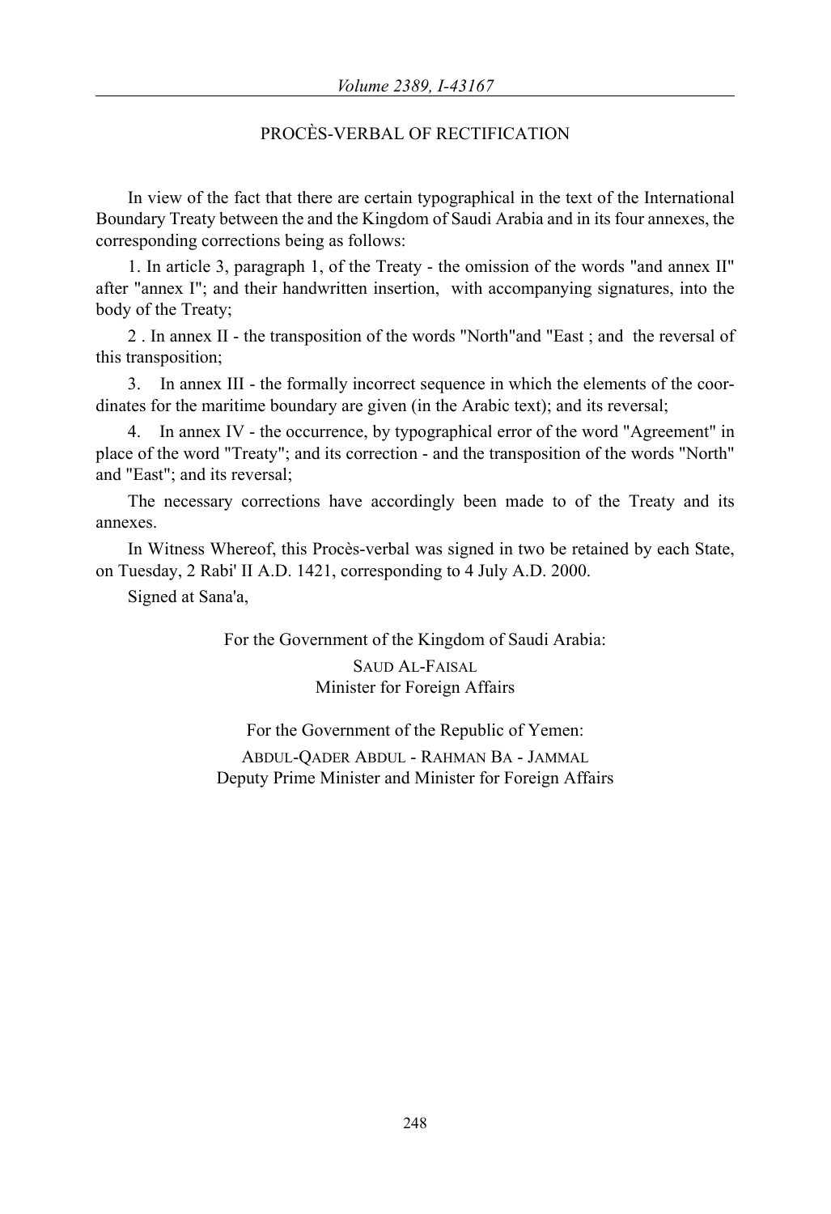# PROCÈS-VERBAL OF RECTIFICATION

In view of the fact that there are certain typographical in the text of the International Boundary Treaty between the and the Kingdom of Saudi Arabia and in its four annexes, the corresponding corrections being as follows:

1. In article 3, paragraph 1, of the Treaty - the omission of the words "and annex II" after "annex I"; and their handwritten insertion, with accompanying signatures, into the body of the Treaty;

2 . In annex II - the transposition of the words "North"and "East ; and the reversal of this transposition;

3. In annex III - the formally incorrect sequence in which the elements of the coordinates for the maritime boundary are given (in the Arabic text); and its reversal;

4. In annex IV - the occurrence, by typographical error of the word "Agreement" in place of the word "Treaty"; and its correction - and the transposition of the words "North" and "East"; and its reversal;

The necessary corrections have accordingly been made to of the Treaty and its annexes.

In Witness Whereof, this Procès-verbal was signed in two be retained by each State, on Tuesday, 2 Rabi' II A.D. 1421, corresponding to 4 July A.D. 2000.

Signed at Sana'a,

For the Government of the Kingdom of Saudi Arabia:

SAUD AL-FAISAL
Minister for Foreign Affairs

For the Government of the Republic of Yemen:

ABDUL-QADER ABDUL - RAHMAN BA - JAMMAL
Deputy Prime Minister and Minister for Foreign Affairs